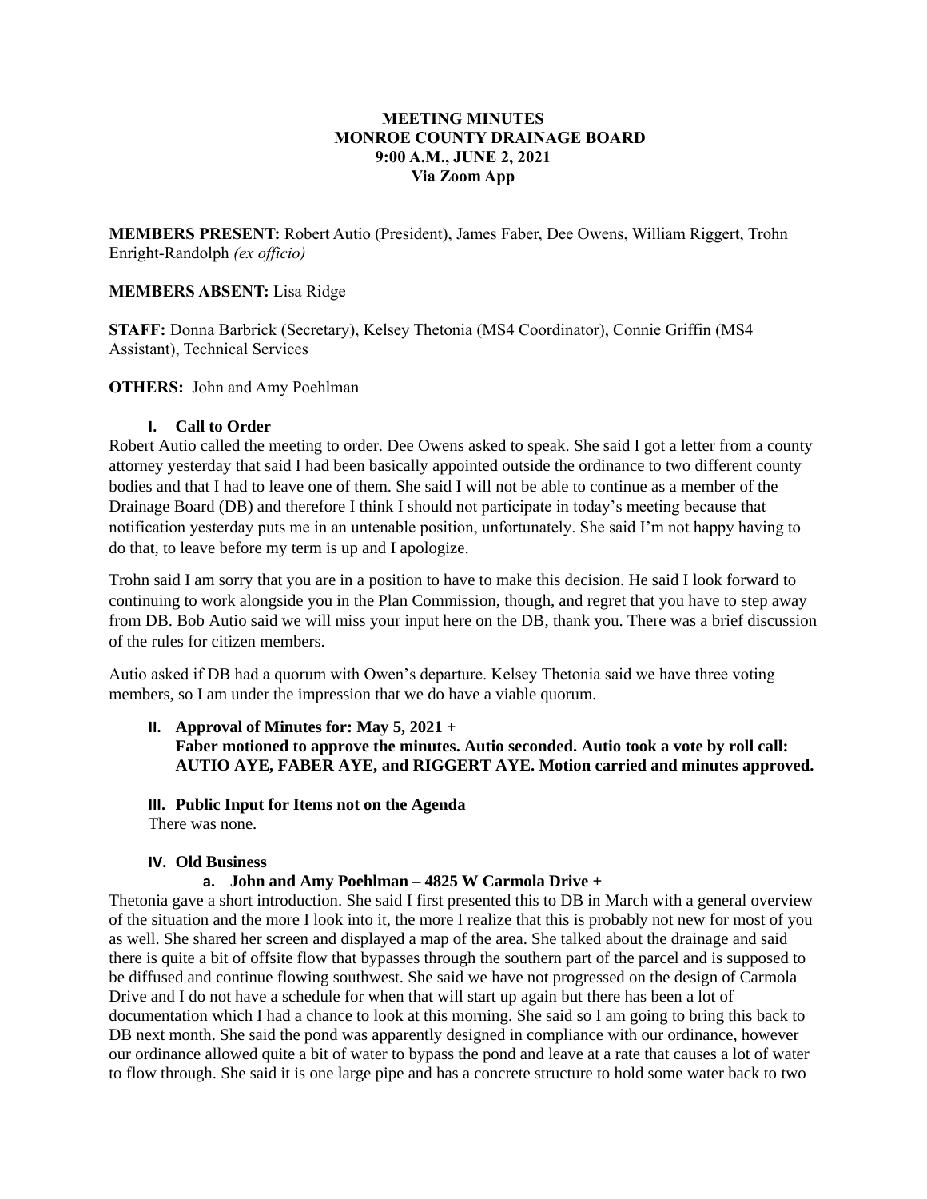# MEETING MINUTES
## MONROE COUNTY DRAINAGE BOARD
### 9:00 A.M., JUNE 2, 2021
### Via Zoom App

**MEMBERS PRESENT:** Robert Autio (President), James Faber, Dee Owens, William Riggert, Trohn Enright-Randolph *(ex officio)*

**MEMBERS ABSENT:** Lisa Ridge

**STAFF:** Donna Barbrick (Secretary), Kelsey Thetonia (MS4 Coordinator), Connie Griffin (MS4 Assistant), Technical Services

**OTHERS:** John and Amy Poehlman

#### I. Call to Order

Robert Autio called the meeting to order. Dee Owens asked to speak. She said I got a letter from a county attorney yesterday that said I had been basically appointed outside the ordinance to two different county bodies and that I had to leave one of them. She said I will not be able to continue as a member of the Drainage Board (DB) and therefore I think I should not participate in today's meeting because that notification yesterday puts me in an untenable position, unfortunately. She said I'm not happy having to do that, to leave before my term is up and I apologize.

Trohn said I am sorry that you are in a position to have to make this decision. He said I look forward to continuing to work alongside you in the Plan Commission, though, and regret that you have to step away from DB. Bob Autio said we will miss your input here on the DB, thank you. There was a brief discussion of the rules for citizen members.

Autio asked if DB had a quorum with Owen's departure. Kelsey Thetonia said we have three voting members, so I am under the impression that we do have a viable quorum.

#### II. Approval of Minutes for: May 5, 2021 +

**Faber motioned to approve the minutes. Autio seconded. Autio took a vote by roll call: AUTIO AYE, FABER AYE, and RIGGERT AYE. Motion carried and minutes approved.**

#### III. Public Input for Items not on the Agenda

There was none.

#### IV. Old Business

##### a. John and Amy Poehlman – 4825 W Carmola Drive +

Thetonia gave a short introduction. She said I first presented this to DB in March with a general overview of the situation and the more I look into it, the more I realize that this is probably not new for most of you as well. She shared her screen and displayed a map of the area. She talked about the drainage and said there is quite a bit of offsite flow that bypasses through the southern part of the parcel and is supposed to be diffused and continue flowing southwest. She said we have not progressed on the design of Carmola Drive and I do not have a schedule for when that will start up again but there has been a lot of documentation which I had a chance to look at this morning. She said so I am going to bring this back to DB next month. She said the pond was apparently designed in compliance with our ordinance, however our ordinance allowed quite a bit of water to bypass the pond and leave at a rate that causes a lot of water to flow through. She said it is one large pipe and has a concrete structure to hold some water back to two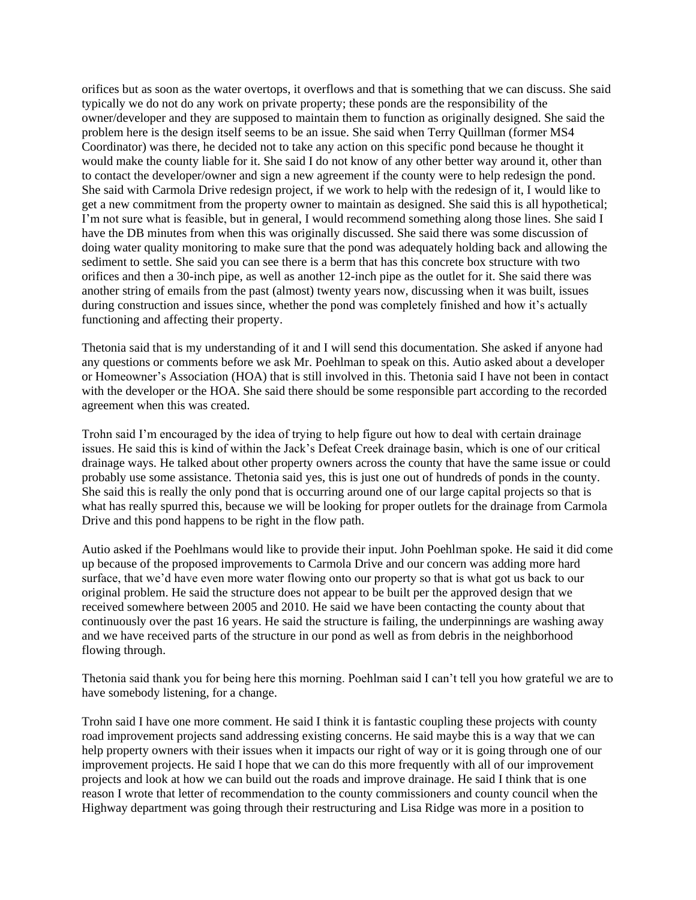orifices but as soon as the water overtops, it overflows and that is something that we can discuss. She said typically we do not do any work on private property; these ponds are the responsibility of the owner/developer and they are supposed to maintain them to function as originally designed. She said the problem here is the design itself seems to be an issue. She said when Terry Quillman (former MS4 Coordinator) was there, he decided not to take any action on this specific pond because he thought it would make the county liable for it. She said I do not know of any other better way around it, other than to contact the developer/owner and sign a new agreement if the county were to help redesign the pond. She said with Carmola Drive redesign project, if we work to help with the redesign of it, I would like to get a new commitment from the property owner to maintain as designed. She said this is all hypothetical; I'm not sure what is feasible, but in general, I would recommend something along those lines. She said I have the DB minutes from when this was originally discussed. She said there was some discussion of doing water quality monitoring to make sure that the pond was adequately holding back and allowing the sediment to settle. She said you can see there is a berm that has this concrete box structure with two orifices and then a 30-inch pipe, as well as another 12-inch pipe as the outlet for it. She said there was another string of emails from the past (almost) twenty years now, discussing when it was built, issues during construction and issues since, whether the pond was completely finished and how it's actually functioning and affecting their property.

Thetonia said that is my understanding of it and I will send this documentation. She asked if anyone had any questions or comments before we ask Mr. Poehlman to speak on this. Autio asked about a developer or Homeowner's Association (HOA) that is still involved in this. Thetonia said I have not been in contact with the developer or the HOA. She said there should be some responsible part according to the recorded agreement when this was created.

Trohn said I'm encouraged by the idea of trying to help figure out how to deal with certain drainage issues. He said this is kind of within the Jack's Defeat Creek drainage basin, which is one of our critical drainage ways. He talked about other property owners across the county that have the same issue or could probably use some assistance. Thetonia said yes, this is just one out of hundreds of ponds in the county. She said this is really the only pond that is occurring around one of our large capital projects so that is what has really spurred this, because we will be looking for proper outlets for the drainage from Carmola Drive and this pond happens to be right in the flow path.

Autio asked if the Poehlmans would like to provide their input. John Poehlman spoke. He said it did come up because of the proposed improvements to Carmola Drive and our concern was adding more hard surface, that we'd have even more water flowing onto our property so that is what got us back to our original problem. He said the structure does not appear to be built per the approved design that we received somewhere between 2005 and 2010. He said we have been contacting the county about that continuously over the past 16 years. He said the structure is failing, the underpinnings are washing away and we have received parts of the structure in our pond as well as from debris in the neighborhood flowing through.

Thetonia said thank you for being here this morning. Poehlman said I can't tell you how grateful we are to have somebody listening, for a change.

Trohn said I have one more comment. He said I think it is fantastic coupling these projects with county road improvement projects sand addressing existing concerns. He said maybe this is a way that we can help property owners with their issues when it impacts our right of way or it is going through one of our improvement projects. He said I hope that we can do this more frequently with all of our improvement projects and look at how we can build out the roads and improve drainage. He said I think that is one reason I wrote that letter of recommendation to the county commissioners and county council when the Highway department was going through their restructuring and Lisa Ridge was more in a position to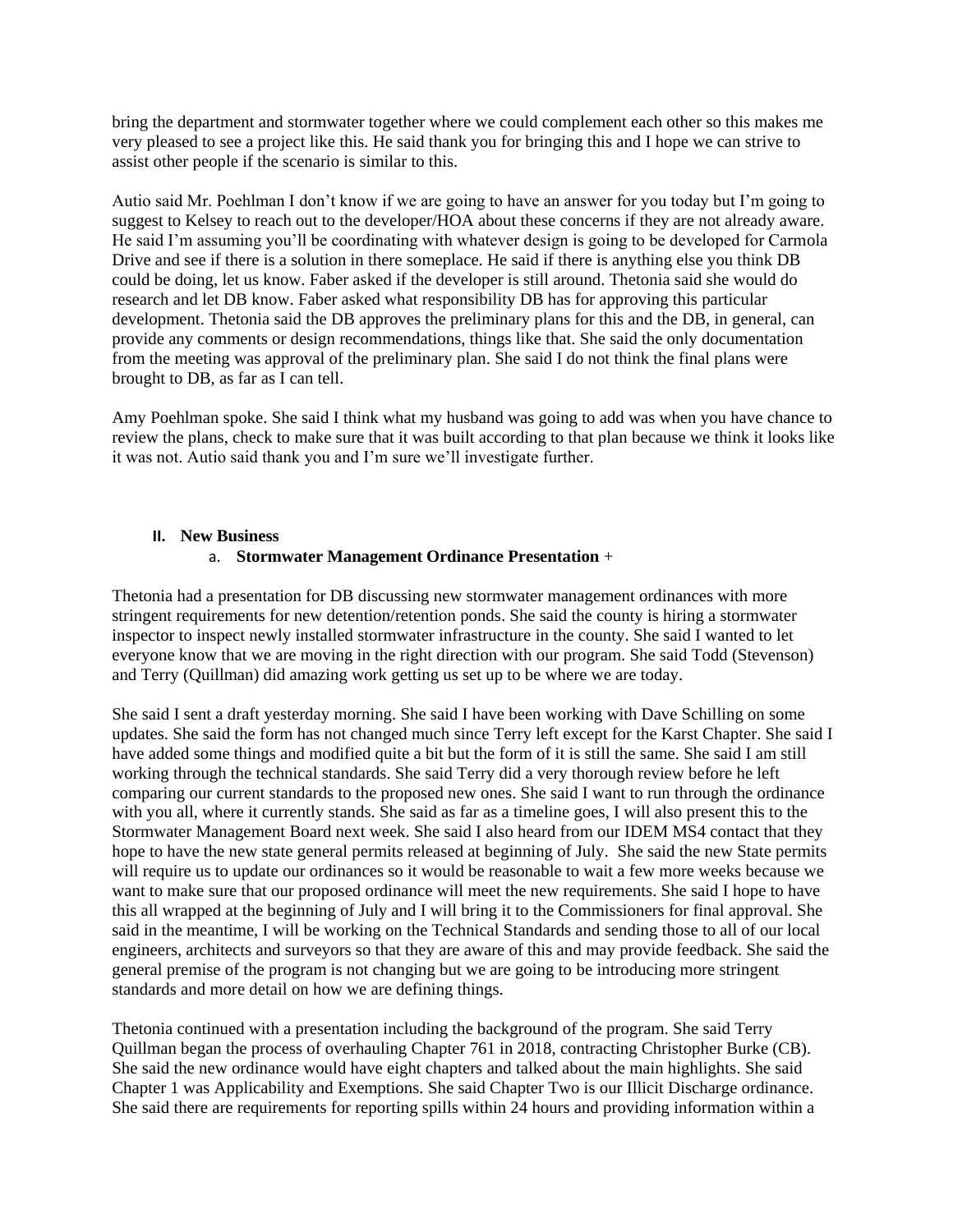bring the department and stormwater together where we could complement each other so this makes me very pleased to see a project like this. He said thank you for bringing this and I hope we can strive to assist other people if the scenario is similar to this.

Autio said Mr. Poehlman I don't know if we are going to have an answer for you today but I'm going to suggest to Kelsey to reach out to the developer/HOA about these concerns if they are not already aware. He said I'm assuming you'll be coordinating with whatever design is going to be developed for Carmola Drive and see if there is a solution in there someplace. He said if there is anything else you think DB could be doing, let us know. Faber asked if the developer is still around. Thetonia said she would do research and let DB know. Faber asked what responsibility DB has for approving this particular development. Thetonia said the DB approves the preliminary plans for this and the DB, in general, can provide any comments or design recommendations, things like that. She said the only documentation from the meeting was approval of the preliminary plan. She said I do not think the final plans were brought to DB, as far as I can tell.

Amy Poehlman spoke. She said I think what my husband was going to add was when you have chance to review the plans, check to make sure that it was built according to that plan because we think it looks like it was not. Autio said thank you and I'm sure we'll investigate further.

## II. New Business

### a. Stormwater Management Ordinance Presentation +

Thetonia had a presentation for DB discussing new stormwater management ordinances with more stringent requirements for new detention/retention ponds. She said the county is hiring a stormwater inspector to inspect newly installed stormwater infrastructure in the county. She said I wanted to let everyone know that we are moving in the right direction with our program. She said Todd (Stevenson) and Terry (Quillman) did amazing work getting us set up to be where we are today.

She said I sent a draft yesterday morning. She said I have been working with Dave Schilling on some updates. She said the form has not changed much since Terry left except for the Karst Chapter. She said I have added some things and modified quite a bit but the form of it is still the same. She said I am still working through the technical standards. She said Terry did a very thorough review before he left comparing our current standards to the proposed new ones. She said I want to run through the ordinance with you all, where it currently stands. She said as far as a timeline goes, I will also present this to the Stormwater Management Board next week. She said I also heard from our IDEM MS4 contact that they hope to have the new state general permits released at beginning of July. She said the new State permits will require us to update our ordinances so it would be reasonable to wait a few more weeks because we want to make sure that our proposed ordinance will meet the new requirements. She said I hope to have this all wrapped at the beginning of July and I will bring it to the Commissioners for final approval. She said in the meantime, I will be working on the Technical Standards and sending those to all of our local engineers, architects and surveyors so that they are aware of this and may provide feedback. She said the general premise of the program is not changing but we are going to be introducing more stringent standards and more detail on how we are defining things.

Thetonia continued with a presentation including the background of the program. She said Terry Quillman began the process of overhauling Chapter 761 in 2018, contracting Christopher Burke (CB). She said the new ordinance would have eight chapters and talked about the main highlights. She said Chapter 1 was Applicability and Exemptions. She said Chapter Two is our Illicit Discharge ordinance. She said there are requirements for reporting spills within 24 hours and providing information within a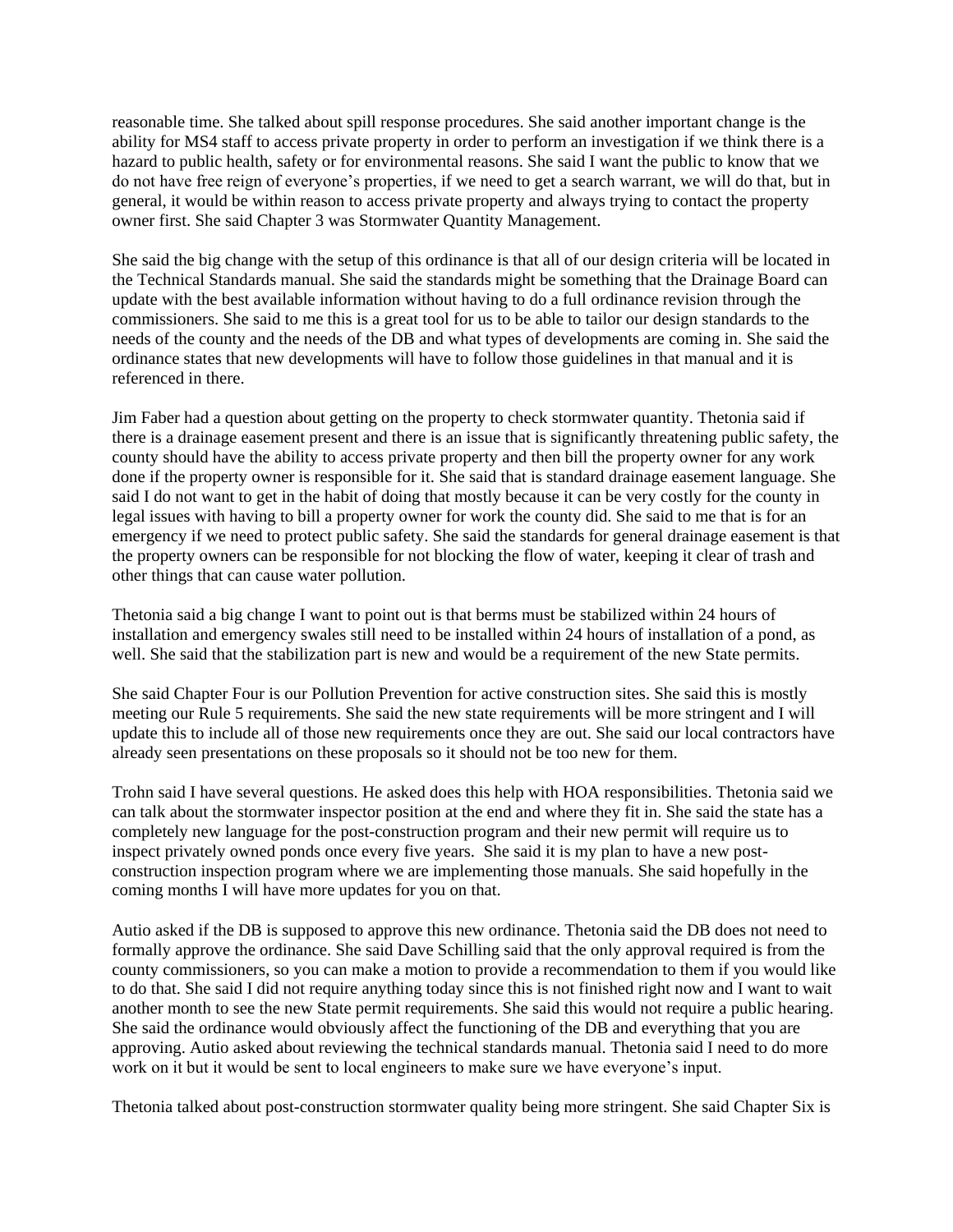reasonable time. She talked about spill response procedures. She said another important change is the ability for MS4 staff to access private property in order to perform an investigation if we think there is a hazard to public health, safety or for environmental reasons. She said I want the public to know that we do not have free reign of everyone's properties, if we need to get a search warrant, we will do that, but in general, it would be within reason to access private property and always trying to contact the property owner first. She said Chapter 3 was Stormwater Quantity Management.

She said the big change with the setup of this ordinance is that all of our design criteria will be located in the Technical Standards manual. She said the standards might be something that the Drainage Board can update with the best available information without having to do a full ordinance revision through the commissioners. She said to me this is a great tool for us to be able to tailor our design standards to the needs of the county and the needs of the DB and what types of developments are coming in. She said the ordinance states that new developments will have to follow those guidelines in that manual and it is referenced in there.

Jim Faber had a question about getting on the property to check stormwater quantity. Thetonia said if there is a drainage easement present and there is an issue that is significantly threatening public safety, the county should have the ability to access private property and then bill the property owner for any work done if the property owner is responsible for it. She said that is standard drainage easement language. She said I do not want to get in the habit of doing that mostly because it can be very costly for the county in legal issues with having to bill a property owner for work the county did. She said to me that is for an emergency if we need to protect public safety. She said the standards for general drainage easement is that the property owners can be responsible for not blocking the flow of water, keeping it clear of trash and other things that can cause water pollution.

Thetonia said a big change I want to point out is that berms must be stabilized within 24 hours of installation and emergency swales still need to be installed within 24 hours of installation of a pond, as well. She said that the stabilization part is new and would be a requirement of the new State permits.

She said Chapter Four is our Pollution Prevention for active construction sites. She said this is mostly meeting our Rule 5 requirements. She said the new state requirements will be more stringent and I will update this to include all of those new requirements once they are out. She said our local contractors have already seen presentations on these proposals so it should not be too new for them.

Trohn said I have several questions. He asked does this help with HOA responsibilities. Thetonia said we can talk about the stormwater inspector position at the end and where they fit in. She said the state has a completely new language for the post-construction program and their new permit will require us to inspect privately owned ponds once every five years. She said it is my plan to have a new post-construction inspection program where we are implementing those manuals. She said hopefully in the coming months I will have more updates for you on that.

Autio asked if the DB is supposed to approve this new ordinance. Thetonia said the DB does not need to formally approve the ordinance. She said Dave Schilling said that the only approval required is from the county commissioners, so you can make a motion to provide a recommendation to them if you would like to do that. She said I did not require anything today since this is not finished right now and I want to wait another month to see the new State permit requirements. She said this would not require a public hearing. She said the ordinance would obviously affect the functioning of the DB and everything that you are approving. Autio asked about reviewing the technical standards manual. Thetonia said I need to do more work on it but it would be sent to local engineers to make sure we have everyone's input.

Thetonia talked about post-construction stormwater quality being more stringent. She said Chapter Six is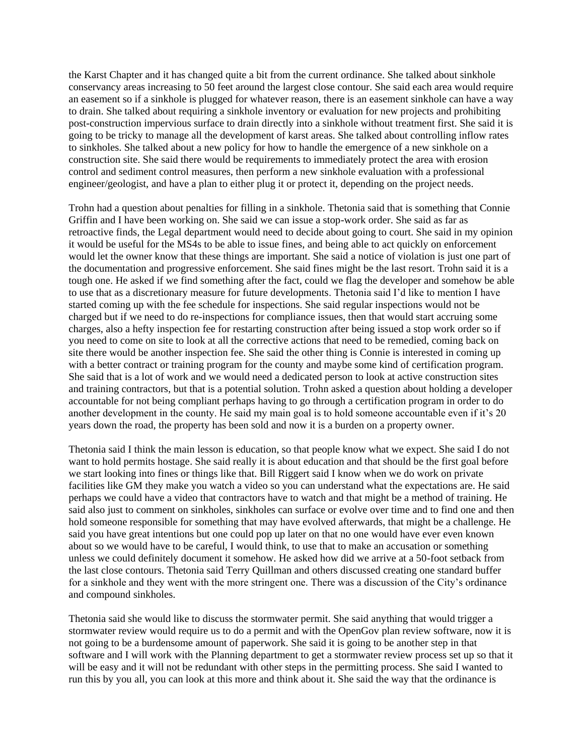the Karst Chapter and it has changed quite a bit from the current ordinance. She talked about sinkhole conservancy areas increasing to 50 feet around the largest close contour. She said each area would require an easement so if a sinkhole is plugged for whatever reason, there is an easement sinkhole can have a way to drain. She talked about requiring a sinkhole inventory or evaluation for new projects and prohibiting post-construction impervious surface to drain directly into a sinkhole without treatment first. She said it is going to be tricky to manage all the development of karst areas. She talked about controlling inflow rates to sinkholes. She talked about a new policy for how to handle the emergence of a new sinkhole on a construction site. She said there would be requirements to immediately protect the area with erosion control and sediment control measures, then perform a new sinkhole evaluation with a professional engineer/geologist, and have a plan to either plug it or protect it, depending on the project needs.

Trohn had a question about penalties for filling in a sinkhole. Thetonia said that is something that Connie Griffin and I have been working on. She said we can issue a stop-work order. She said as far as retroactive finds, the Legal department would need to decide about going to court. She said in my opinion it would be useful for the MS4s to be able to issue fines, and being able to act quickly on enforcement would let the owner know that these things are important. She said a notice of violation is just one part of the documentation and progressive enforcement. She said fines might be the last resort. Trohn said it is a tough one. He asked if we find something after the fact, could we flag the developer and somehow be able to use that as a discretionary measure for future developments. Thetonia said I'd like to mention I have started coming up with the fee schedule for inspections. She said regular inspections would not be charged but if we need to do re-inspections for compliance issues, then that would start accruing some charges, also a hefty inspection fee for restarting construction after being issued a stop work order so if you need to come on site to look at all the corrective actions that need to be remedied, coming back on site there would be another inspection fee. She said the other thing is Connie is interested in coming up with a better contract or training program for the county and maybe some kind of certification program. She said that is a lot of work and we would need a dedicated person to look at active construction sites and training contractors, but that is a potential solution. Trohn asked a question about holding a developer accountable for not being compliant perhaps having to go through a certification program in order to do another development in the county. He said my main goal is to hold someone accountable even if it's 20 years down the road, the property has been sold and now it is a burden on a property owner.

Thetonia said I think the main lesson is education, so that people know what we expect. She said I do not want to hold permits hostage. She said really it is about education and that should be the first goal before we start looking into fines or things like that. Bill Riggert said I know when we do work on private facilities like GM they make you watch a video so you can understand what the expectations are. He said perhaps we could have a video that contractors have to watch and that might be a method of training. He said also just to comment on sinkholes, sinkholes can surface or evolve over time and to find one and then hold someone responsible for something that may have evolved afterwards, that might be a challenge. He said you have great intentions but one could pop up later on that no one would have ever even known about so we would have to be careful, I would think, to use that to make an accusation or something unless we could definitely document it somehow. He asked how did we arrive at a 50-foot setback from the last close contours. Thetonia said Terry Quillman and others discussed creating one standard buffer for a sinkhole and they went with the more stringent one. There was a discussion of the City's ordinance and compound sinkholes.

Thetonia said she would like to discuss the stormwater permit. She said anything that would trigger a stormwater review would require us to do a permit and with the OpenGov plan review software, now it is not going to be a burdensome amount of paperwork. She said it is going to be another step in that software and I will work with the Planning department to get a stormwater review process set up so that it will be easy and it will not be redundant with other steps in the permitting process. She said I wanted to run this by you all, you can look at this more and think about it. She said the way that the ordinance is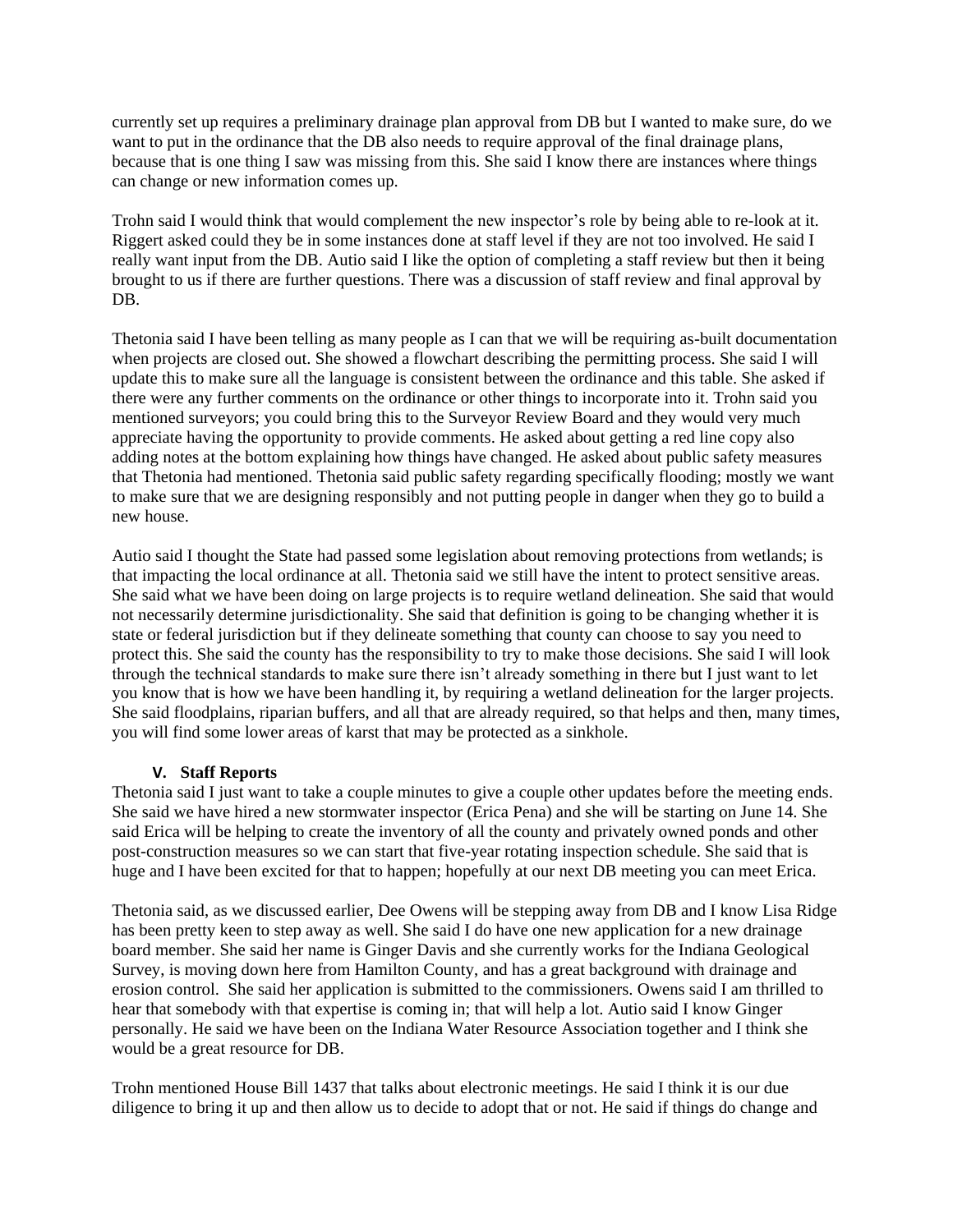currently set up requires a preliminary drainage plan approval from DB but I wanted to make sure, do we want to put in the ordinance that the DB also needs to require approval of the final drainage plans, because that is one thing I saw was missing from this. She said I know there are instances where things can change or new information comes up.

Trohn said I would think that would complement the new inspector's role by being able to re-look at it. Riggert asked could they be in some instances done at staff level if they are not too involved. He said I really want input from the DB. Autio said I like the option of completing a staff review but then it being brought to us if there are further questions. There was a discussion of staff review and final approval by DB.

Thetonia said I have been telling as many people as I can that we will be requiring as-built documentation when projects are closed out. She showed a flowchart describing the permitting process. She said I will update this to make sure all the language is consistent between the ordinance and this table. She asked if there were any further comments on the ordinance or other things to incorporate into it. Trohn said you mentioned surveyors; you could bring this to the Surveyor Review Board and they would very much appreciate having the opportunity to provide comments. He asked about getting a red line copy also adding notes at the bottom explaining how things have changed. He asked about public safety measures that Thetonia had mentioned. Thetonia said public safety regarding specifically flooding; mostly we want to make sure that we are designing responsibly and not putting people in danger when they go to build a new house.

Autio said I thought the State had passed some legislation about removing protections from wetlands; is that impacting the local ordinance at all. Thetonia said we still have the intent to protect sensitive areas. She said what we have been doing on large projects is to require wetland delineation. She said that would not necessarily determine jurisdictionality. She said that definition is going to be changing whether it is state or federal jurisdiction but if they delineate something that county can choose to say you need to protect this. She said the county has the responsibility to try to make those decisions. She said I will look through the technical standards to make sure there isn't already something in there but I just want to let you know that is how we have been handling it, by requiring a wetland delineation for the larger projects. She said floodplains, riparian buffers, and all that are already required, so that helps and then, many times, you will find some lower areas of karst that may be protected as a sinkhole.

## V. Staff Reports

Thetonia said I just want to take a couple minutes to give a couple other updates before the meeting ends. She said we have hired a new stormwater inspector (Erica Pena) and she will be starting on June 14. She said Erica will be helping to create the inventory of all the county and privately owned ponds and other post-construction measures so we can start that five-year rotating inspection schedule. She said that is huge and I have been excited for that to happen; hopefully at our next DB meeting you can meet Erica.

Thetonia said, as we discussed earlier, Dee Owens will be stepping away from DB and I know Lisa Ridge has been pretty keen to step away as well. She said I do have one new application for a new drainage board member. She said her name is Ginger Davis and she currently works for the Indiana Geological Survey, is moving down here from Hamilton County, and has a great background with drainage and erosion control. She said her application is submitted to the commissioners. Owens said I am thrilled to hear that somebody with that expertise is coming in; that will help a lot. Autio said I know Ginger personally. He said we have been on the Indiana Water Resource Association together and I think she would be a great resource for DB.

Trohn mentioned House Bill 1437 that talks about electronic meetings. He said I think it is our due diligence to bring it up and then allow us to decide to adopt that or not. He said if things do change and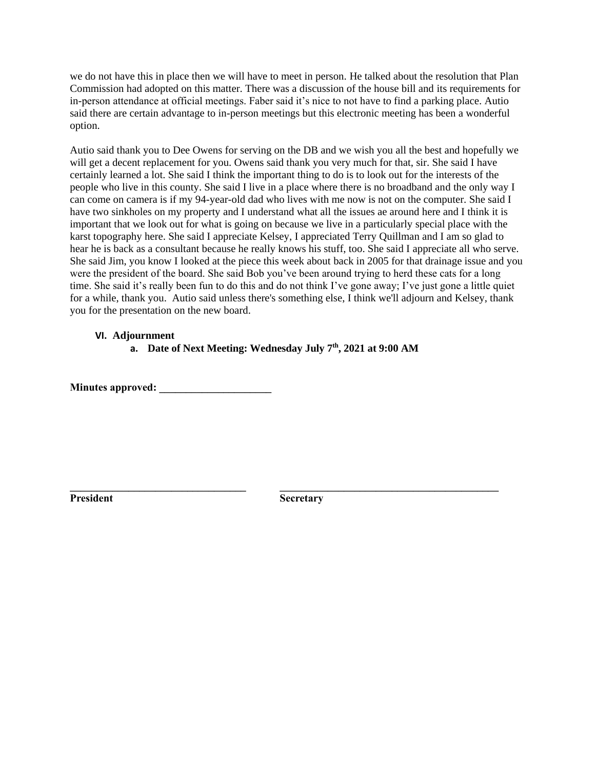we do not have this in place then we will have to meet in person. He talked about the resolution that Plan Commission had adopted on this matter. There was a discussion of the house bill and its requirements for in-person attendance at official meetings. Faber said it's nice to not have to find a parking place. Autio said there are certain advantage to in-person meetings but this electronic meeting has been a wonderful option.

Autio said thank you to Dee Owens for serving on the DB and we wish you all the best and hopefully we will get a decent replacement for you. Owens said thank you very much for that, sir. She said I have certainly learned a lot. She said I think the important thing to do is to look out for the interests of the people who live in this county. She said I live in a place where there is no broadband and the only way I can come on camera is if my 94-year-old dad who lives with me now is not on the computer. She said I have two sinkholes on my property and I understand what all the issues ae around here and I think it is important that we look out for what is going on because we live in a particularly special place with the karst topography here. She said I appreciate Kelsey, I appreciated Terry Quillman and I am so glad to hear he is back as a consultant because he really knows his stuff, too. She said I appreciate all who serve. She said Jim, you know I looked at the piece this week about back in 2005 for that drainage issue and you were the president of the board. She said Bob you've been around trying to herd these cats for a long time. She said it's really been fun to do this and do not think I've gone away; I've just gone a little quiet for a while, thank you. Autio said unless there's something else, I think we'll adjourn and Kelsey, thank you for the presentation on the new board.

**VI. Adjournment**

**a. Date of Next Meeting: Wednesday July 7th, 2021 at 9:00 AM**

**Minutes approved: _____________________**

**_________________________________**
**President**

**__________________________________________**
**Secretary**